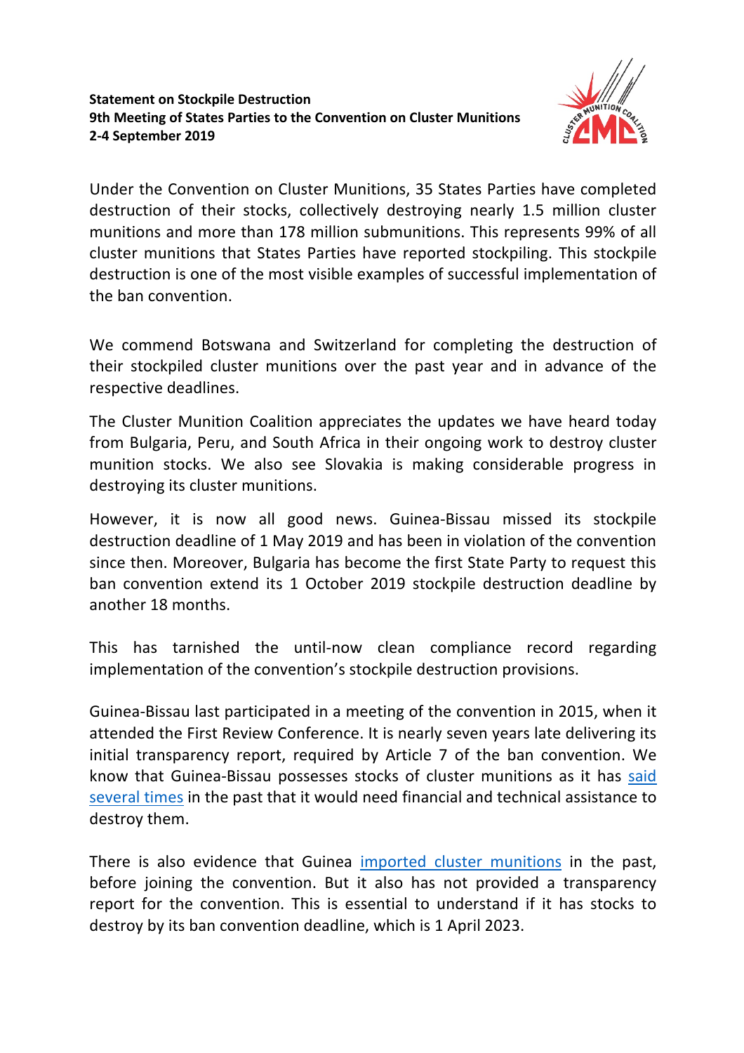**Statement on Stockpile Destruction**
**9th Meeting of States Parties to the Convention on Cluster Munitions**
**2-4 September 2019**

Under the Convention on Cluster Munitions, 35 States Parties have completed destruction of their stocks, collectively destroying nearly 1.5 million cluster munitions and more than 178 million submunitions. This represents 99% of all cluster munitions that States Parties have reported stockpiling. This stockpile destruction is one of the most visible examples of successful implementation of the ban convention.

We commend Botswana and Switzerland for completing the destruction of their stockpiled cluster munitions over the past year and in advance of the respective deadlines.

The Cluster Munition Coalition appreciates the updates we have heard today from Bulgaria, Peru, and South Africa in their ongoing work to destroy cluster munition stocks. We also see Slovakia is making considerable progress in destroying its cluster munitions.

However, it is now all good news. Guinea-Bissau missed its stockpile destruction deadline of 1 May 2019 and has been in violation of the convention since then. Moreover, Bulgaria has become the first State Party to request this ban convention extend its 1 October 2019 stockpile destruction deadline by another 18 months.

This has tarnished the until-now clean compliance record regarding implementation of the convention's stockpile destruction provisions.

Guinea-Bissau last participated in a meeting of the convention in 2015, when it attended the First Review Conference. It is nearly seven years late delivering its initial transparency report, required by Article 7 of the ban convention. We know that Guinea-Bissau possesses stocks of cluster munitions as it has said several times in the past that it would need financial and technical assistance to destroy them.

There is also evidence that Guinea imported cluster munitions in the past, before joining the convention. But it also has not provided a transparency report for the convention. This is essential to understand if it has stocks to destroy by its ban convention deadline, which is 1 April 2023.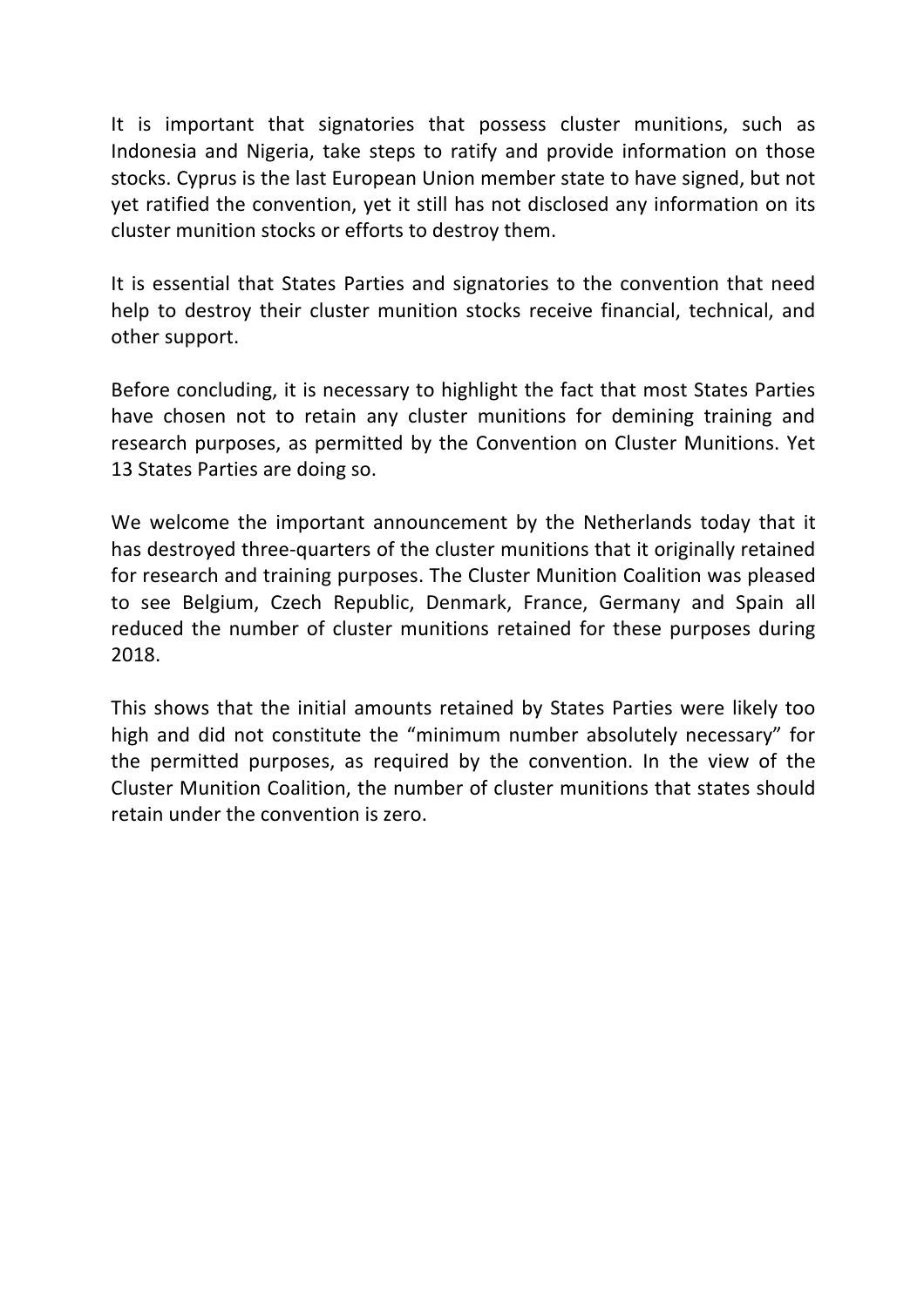It is important that signatories that possess cluster munitions, such as Indonesia and Nigeria, take steps to ratify and provide information on those stocks. Cyprus is the last European Union member state to have signed, but not yet ratified the convention, yet it still has not disclosed any information on its cluster munition stocks or efforts to destroy them.

It is essential that States Parties and signatories to the convention that need help to destroy their cluster munition stocks receive financial, technical, and other support.

Before concluding, it is necessary to highlight the fact that most States Parties have chosen not to retain any cluster munitions for demining training and research purposes, as permitted by the Convention on Cluster Munitions. Yet 13 States Parties are doing so.

We welcome the important announcement by the Netherlands today that it has destroyed three-quarters of the cluster munitions that it originally retained for research and training purposes. The Cluster Munition Coalition was pleased to see Belgium, Czech Republic, Denmark, France, Germany and Spain all reduced the number of cluster munitions retained for these purposes during 2018.

This shows that the initial amounts retained by States Parties were likely too high and did not constitute the "minimum number absolutely necessary" for the permitted purposes, as required by the convention. In the view of the Cluster Munition Coalition, the number of cluster munitions that states should retain under the convention is zero.